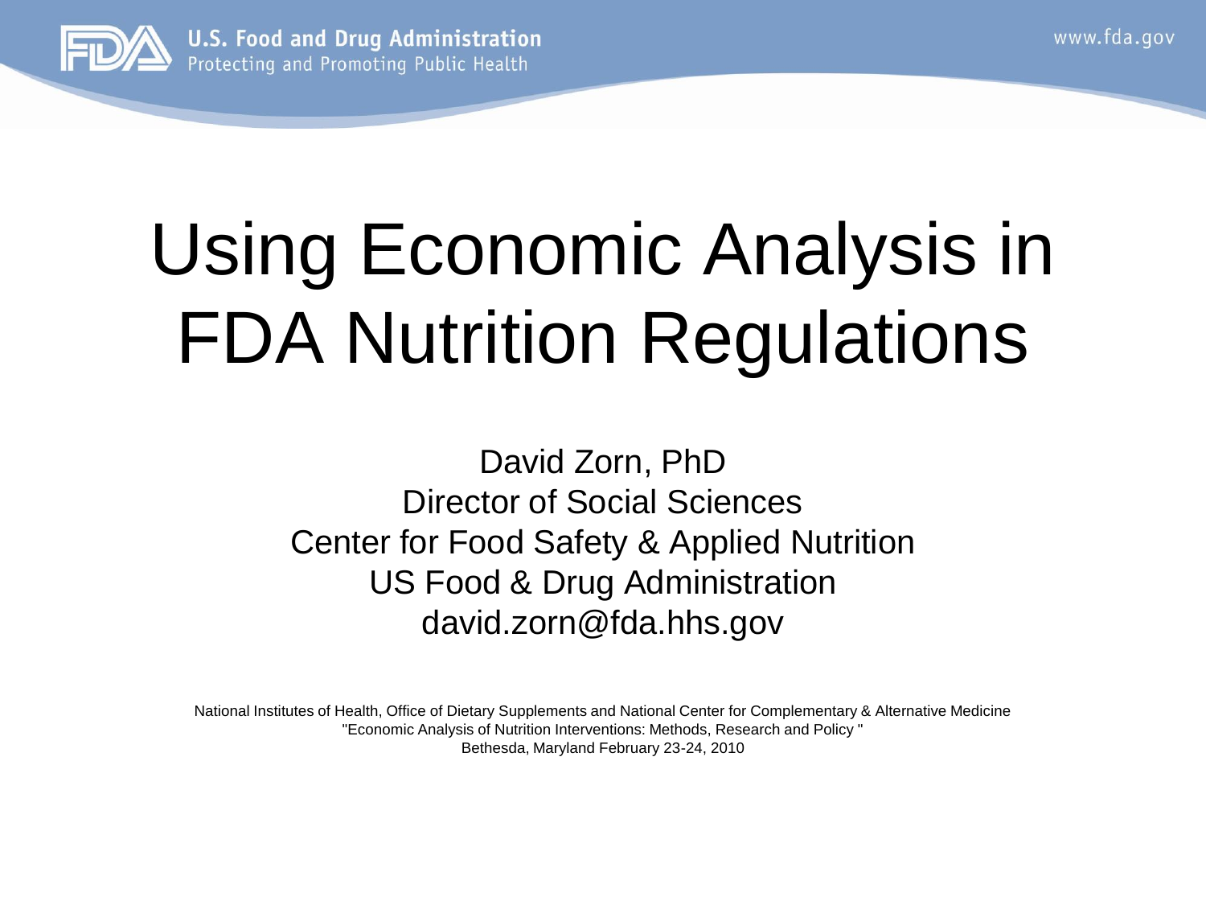# Using Economic Analysis in FDA Nutrition Regulations

David Zorn, PhD
Director of Social Sciences
Center for Food Safety & Applied Nutrition
US Food & Drug Administration
david.zorn@fda.hhs.gov

National Institutes of Health, Office of Dietary Supplements and National Center for Complementary & Alternative Medicine
"Economic Analysis of Nutrition Interventions: Methods, Research and Policy "
Bethesda, Maryland February 23-24, 2010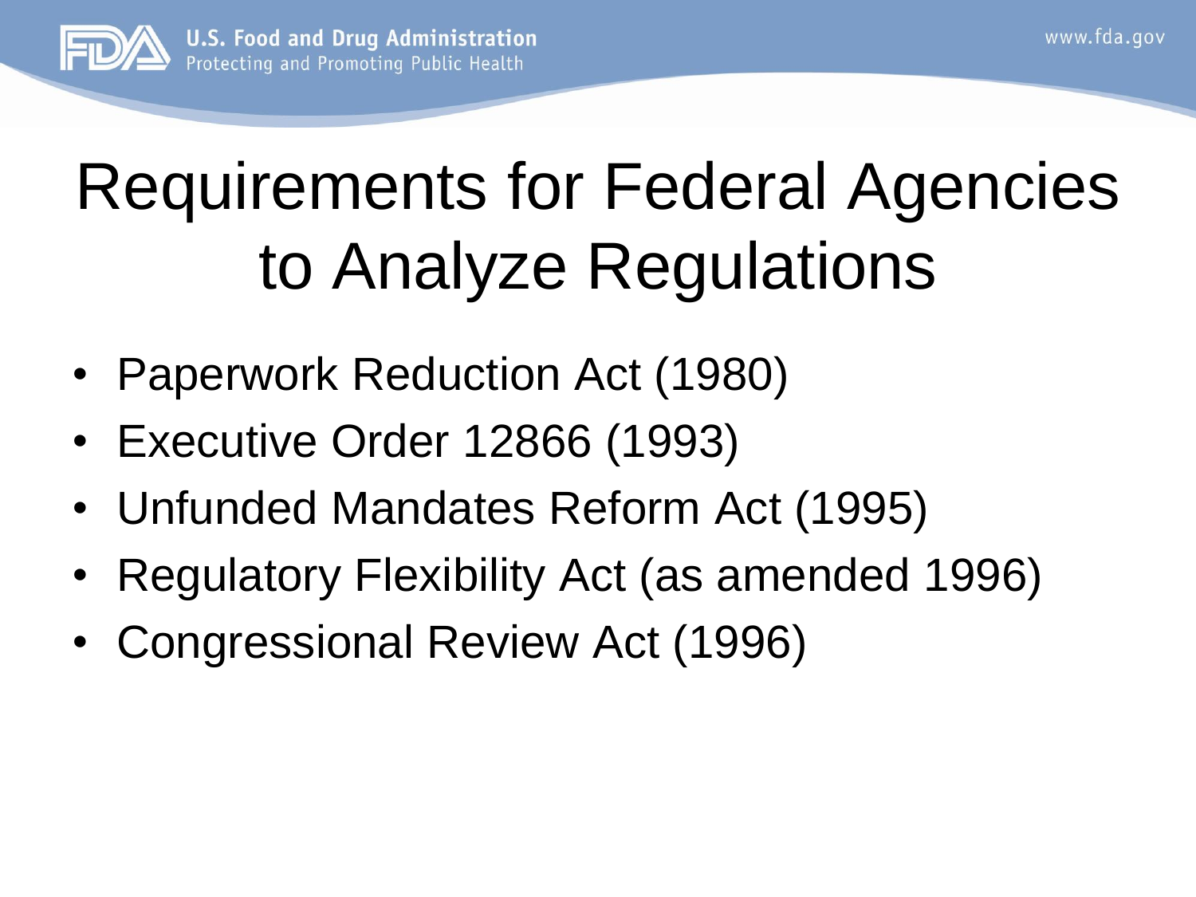# Requirements for Federal Agencies to Analyze Regulations

- Paperwork Reduction Act (1980)
- Executive Order 12866 (1993)
- Unfunded Mandates Reform Act (1995)
- Regulatory Flexibility Act (as amended 1996)
- Congressional Review Act (1996)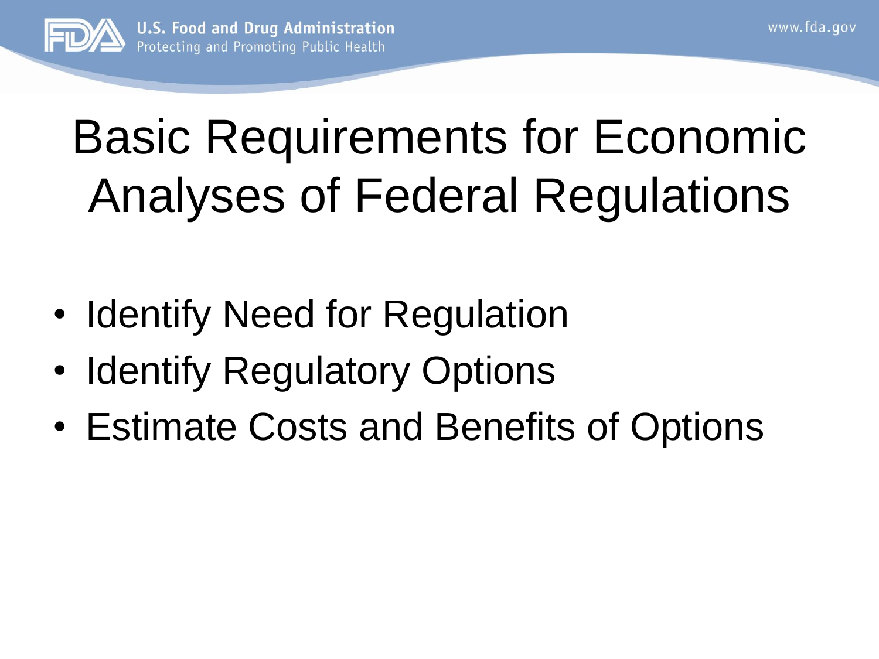# Basic Requirements for Economic Analyses of Federal Regulations

- Identify Need for Regulation
- Identify Regulatory Options
- Estimate Costs and Benefits of Options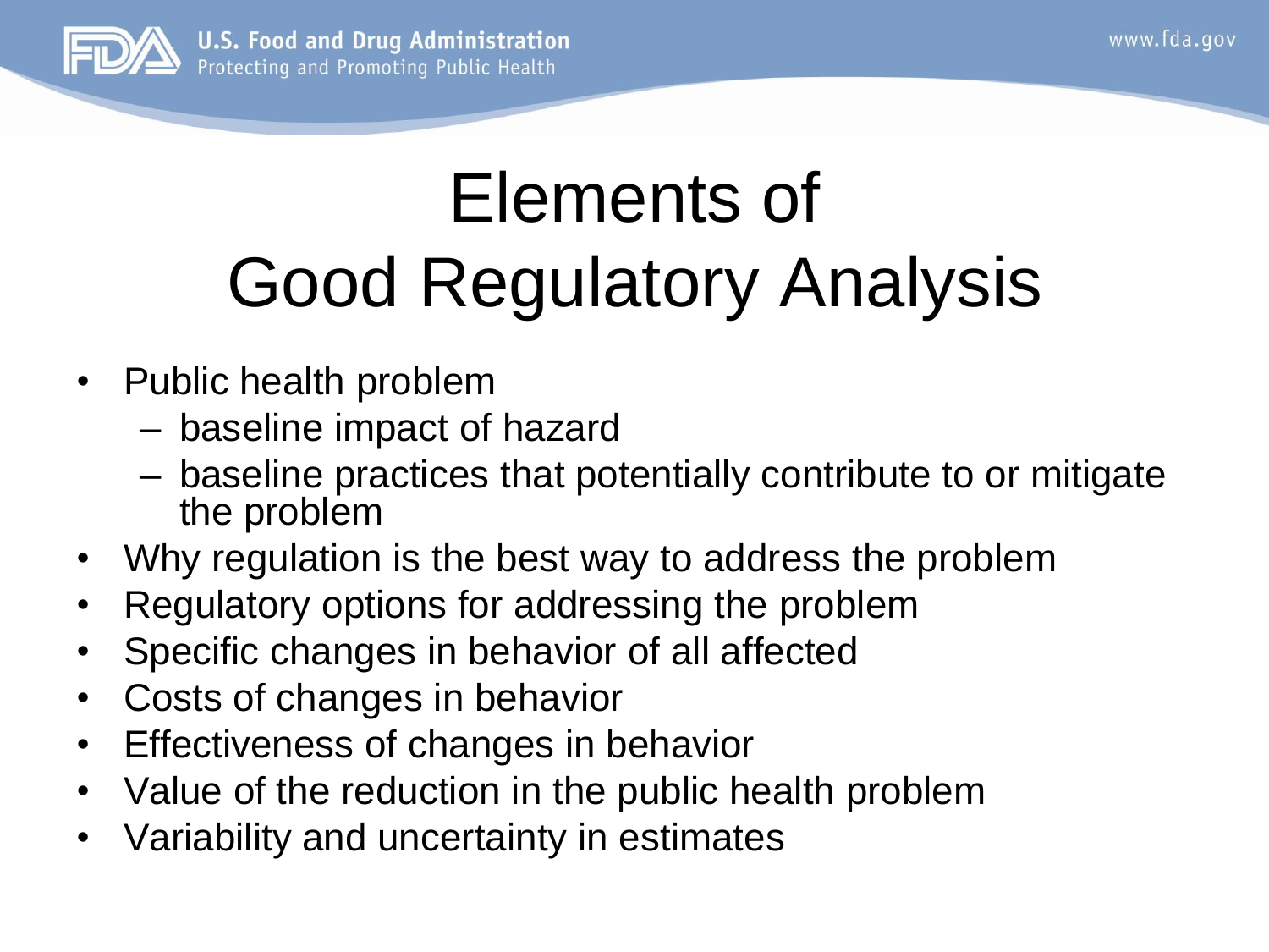# Elements of Good Regulatory Analysis

- Public health problem
  - baseline impact of hazard
  - baseline practices that potentially contribute to or mitigate the problem
- Why regulation is the best way to address the problem
- Regulatory options for addressing the problem
- Specific changes in behavior of all affected
- Costs of changes in behavior
- Effectiveness of changes in behavior
- Value of the reduction in the public health problem
- Variability and uncertainty in estimates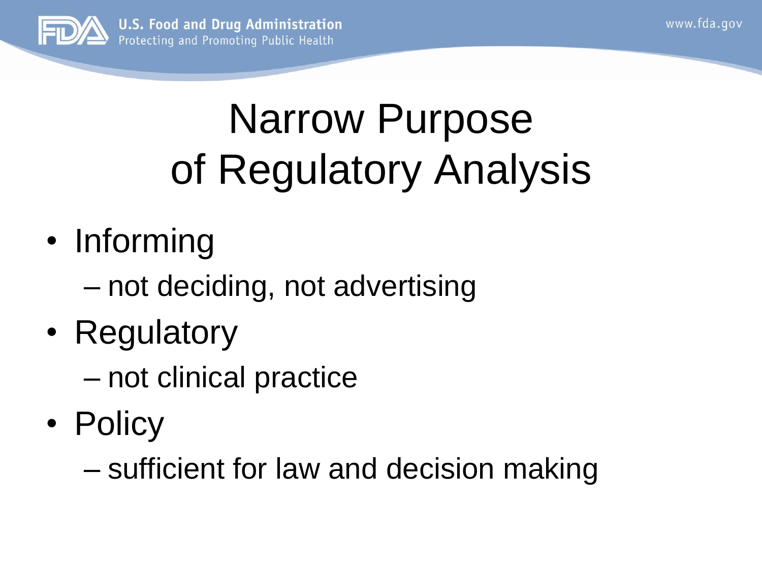# Narrow Purpose of Regulatory Analysis

- Informing
  - not deciding, not advertising
- Regulatory
  - not clinical practice
- Policy
  - sufficient for law and decision making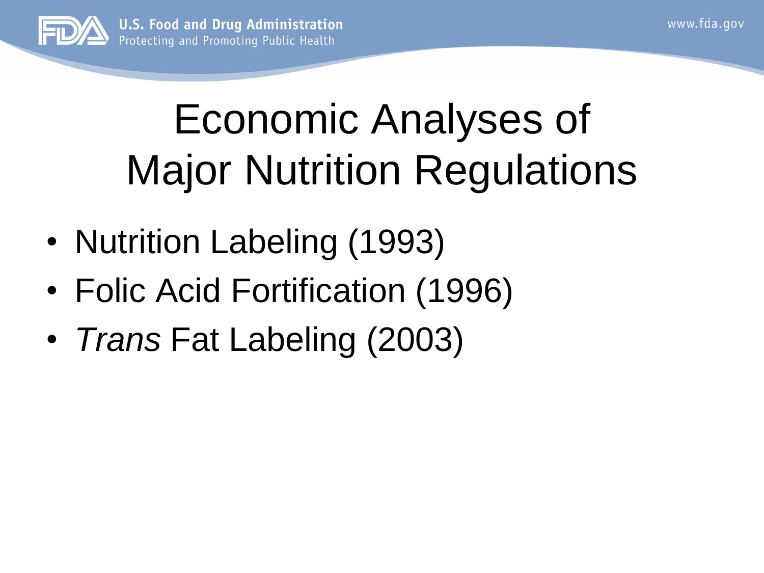# Economic Analyses of Major Nutrition Regulations

- Nutrition Labeling (1993)
- Folic Acid Fortification (1996)
- *Trans* Fat Labeling (2003)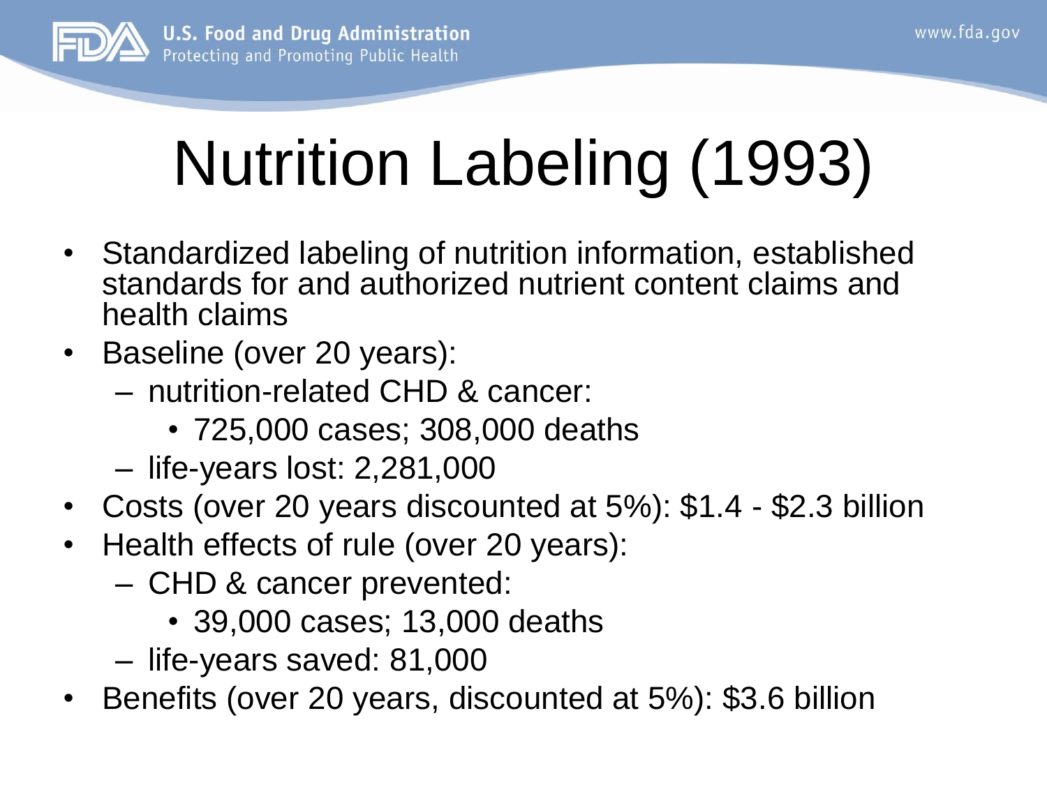# Nutrition Labeling (1993)

- Standardized labeling of nutrition information, established standards for and authorized nutrient content claims and health claims
- Baseline (over 20 years):
  - nutrition-related CHD & cancer:
    - 725,000 cases; 308,000 deaths
  - life-years lost: 2,281,000
- Costs (over 20 years discounted at 5%): $1.4 - $2.3 billion
- Health effects of rule (over 20 years):
  - CHD & cancer prevented:
    - 39,000 cases; 13,000 deaths
  - life-years saved: 81,000
- Benefits (over 20 years, discounted at 5%): $3.6 billion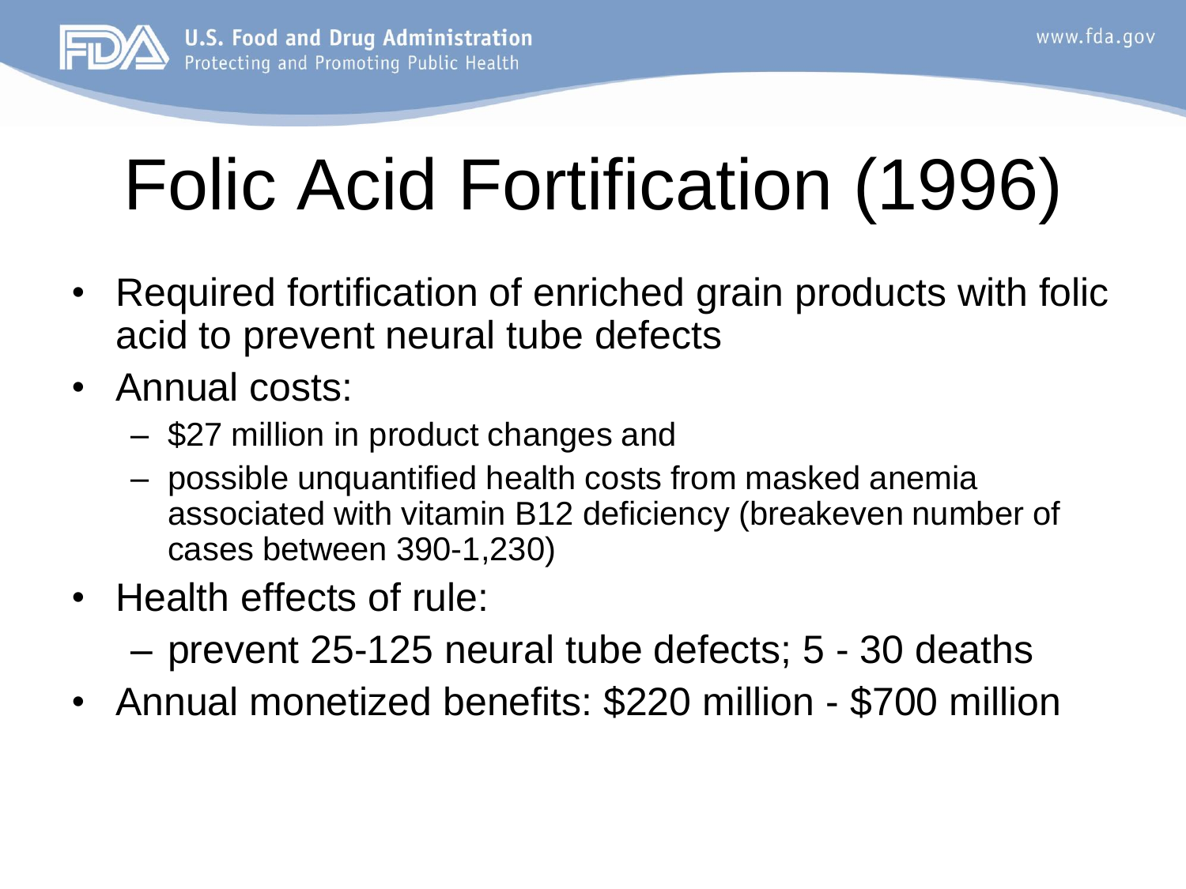# Folic Acid Fortification (1996)

- Required fortification of enriched grain products with folic acid to prevent neural tube defects
- Annual costs:
  - $27 million in product changes and
  - possible unquantified health costs from masked anemia associated with vitamin B12 deficiency (breakeven number of cases between 390-1,230)
- Health effects of rule:
  - prevent 25-125 neural tube defects; 5 - 30 deaths
- Annual monetized benefits: $220 million - $700 million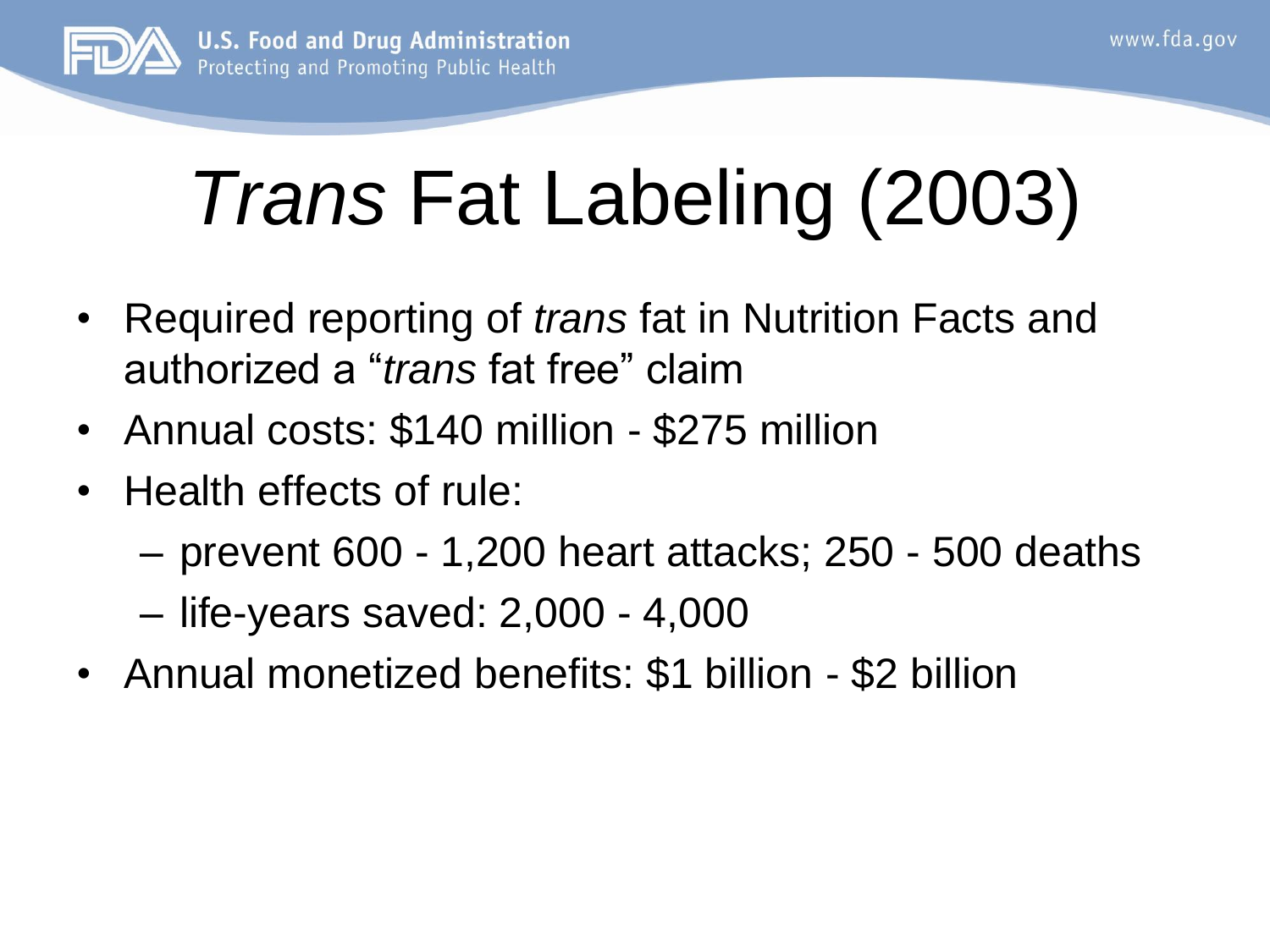# *Trans* Fat Labeling (2003)

- Required reporting of *trans* fat in Nutrition Facts and authorized a "*trans* fat free" claim
- Annual costs: $140 million - $275 million
- Health effects of rule:
  - prevent 600 - 1,200 heart attacks; 250 - 500 deaths
  - life-years saved: 2,000 - 4,000
- Annual monetized benefits: $1 billion - $2 billion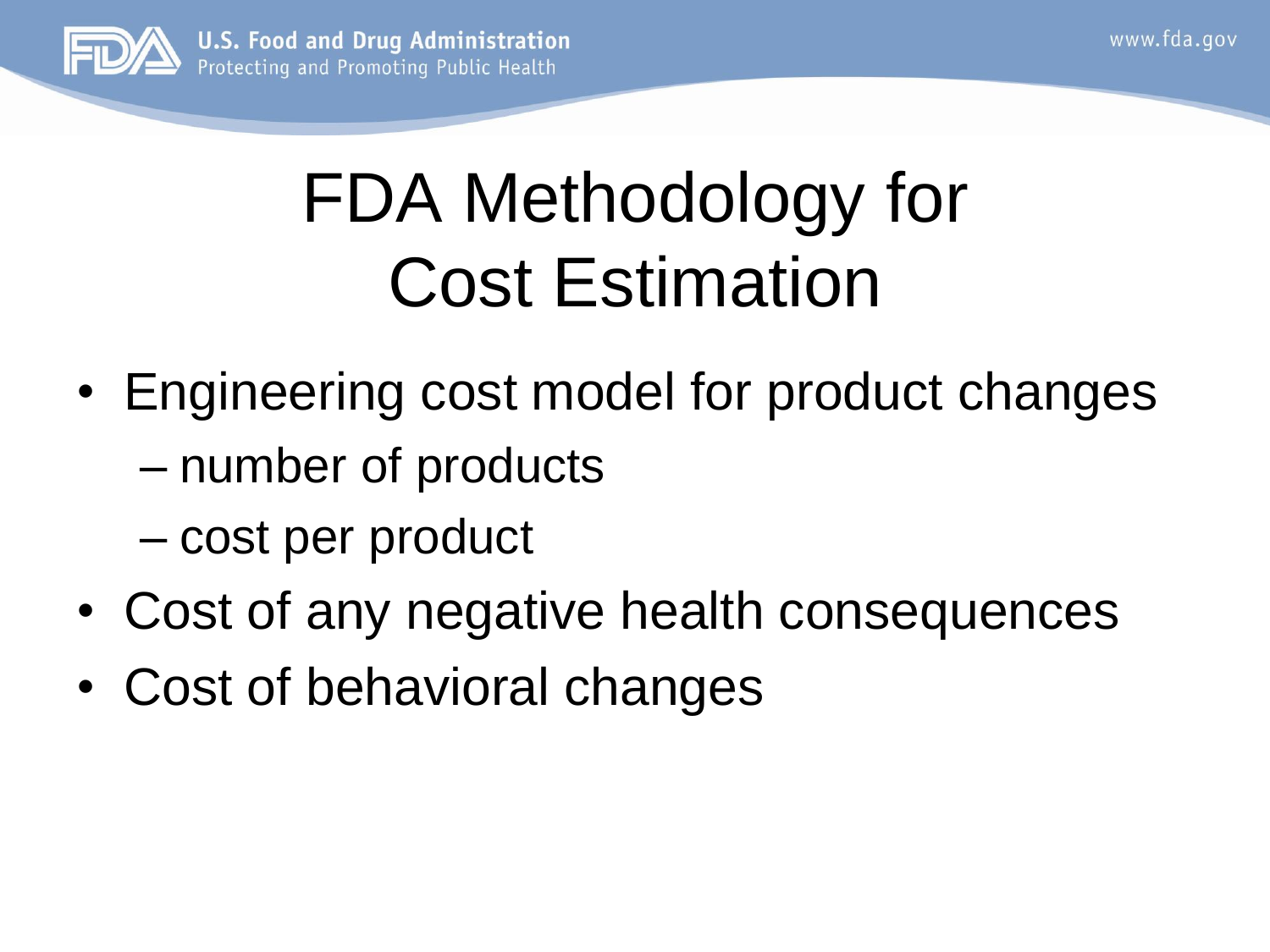# FDA Methodology for Cost Estimation

- Engineering cost model for product changes
  - number of products
  - cost per product
- Cost of any negative health consequences
- Cost of behavioral changes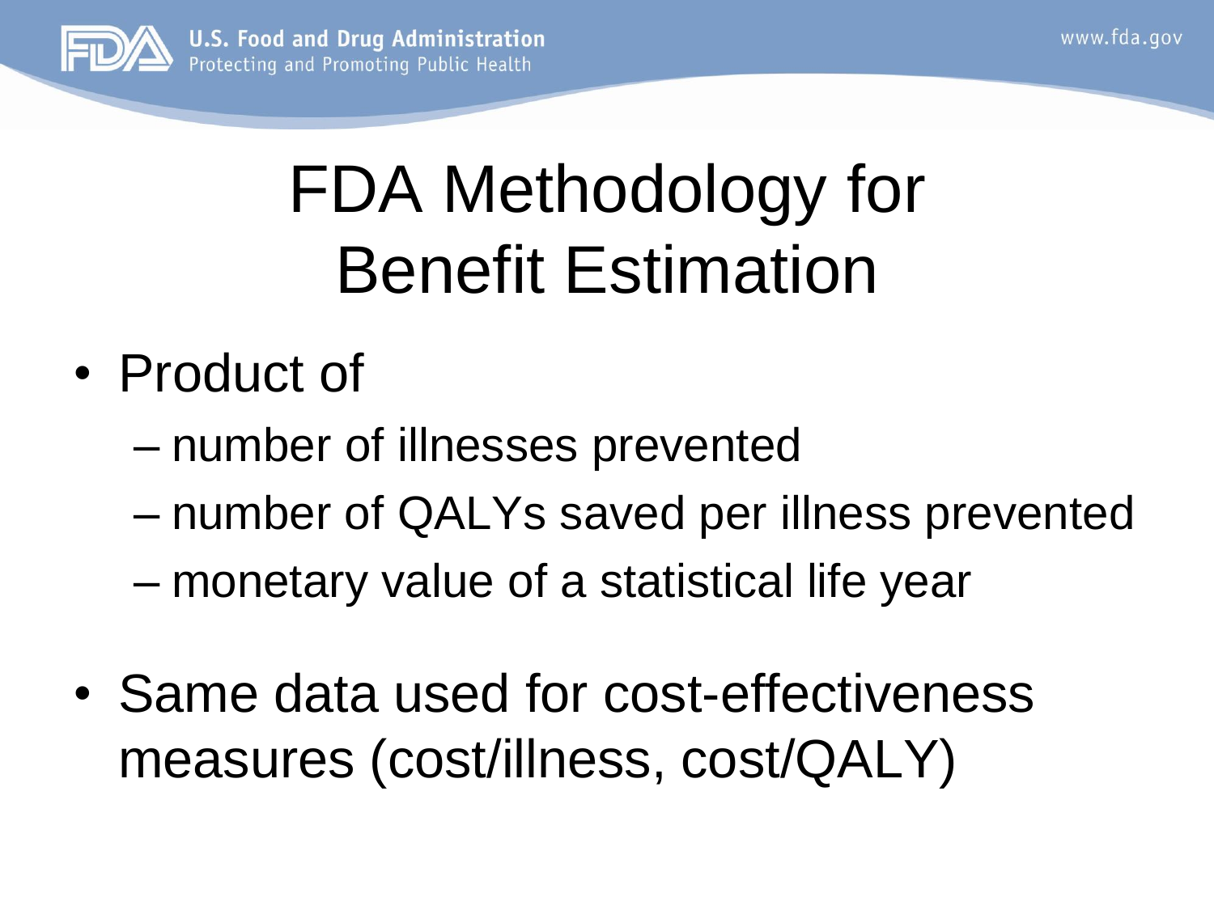# FDA Methodology for Benefit Estimation

- Product of
  - number of illnesses prevented
  - number of QALYs saved per illness prevented
  - monetary value of a statistical life year
- Same data used for cost-effectiveness measures (cost/illness, cost/QALY)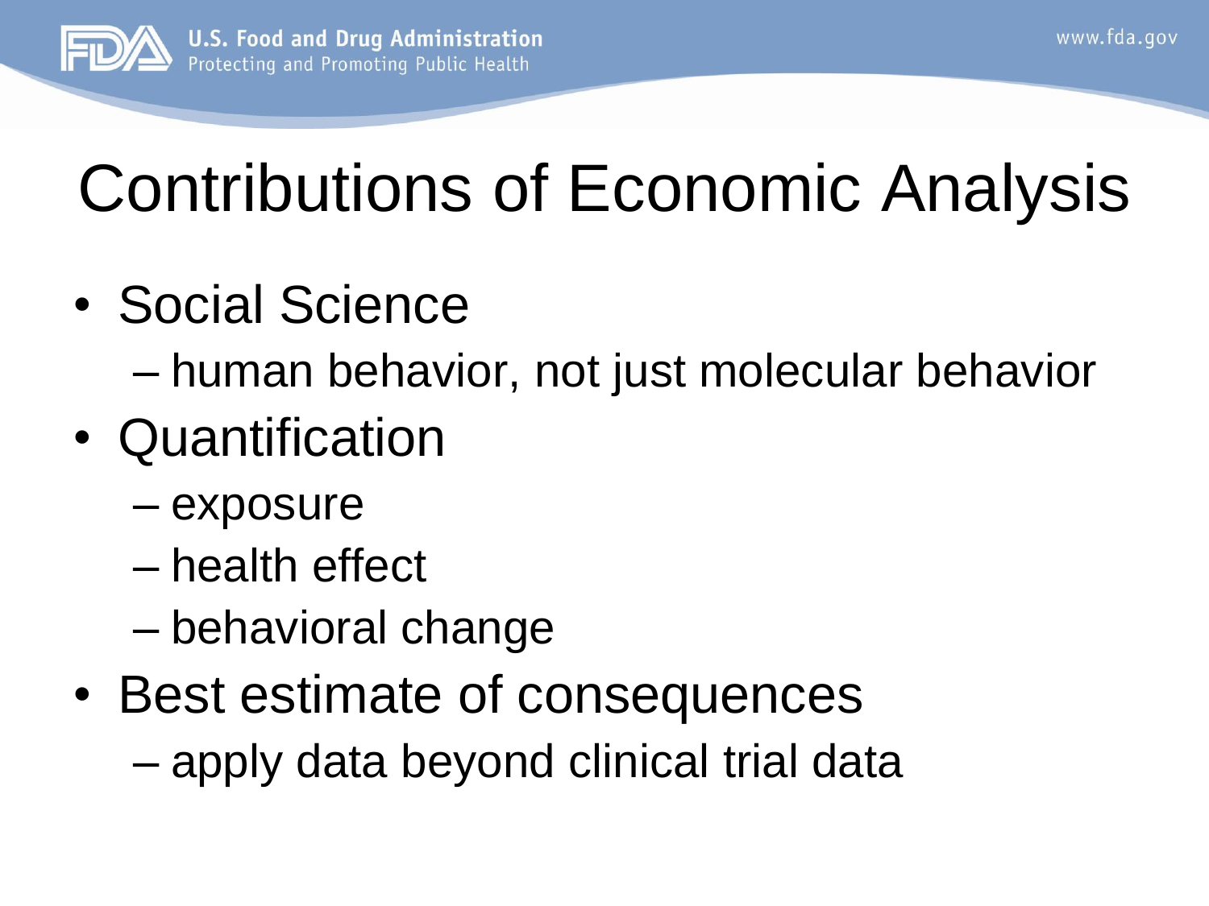# Contributions of Economic Analysis

- Social Science
  - human behavior, not just molecular behavior
- Quantification
  - exposure
  - health effect
  - behavioral change
- Best estimate of consequences
  - apply data beyond clinical trial data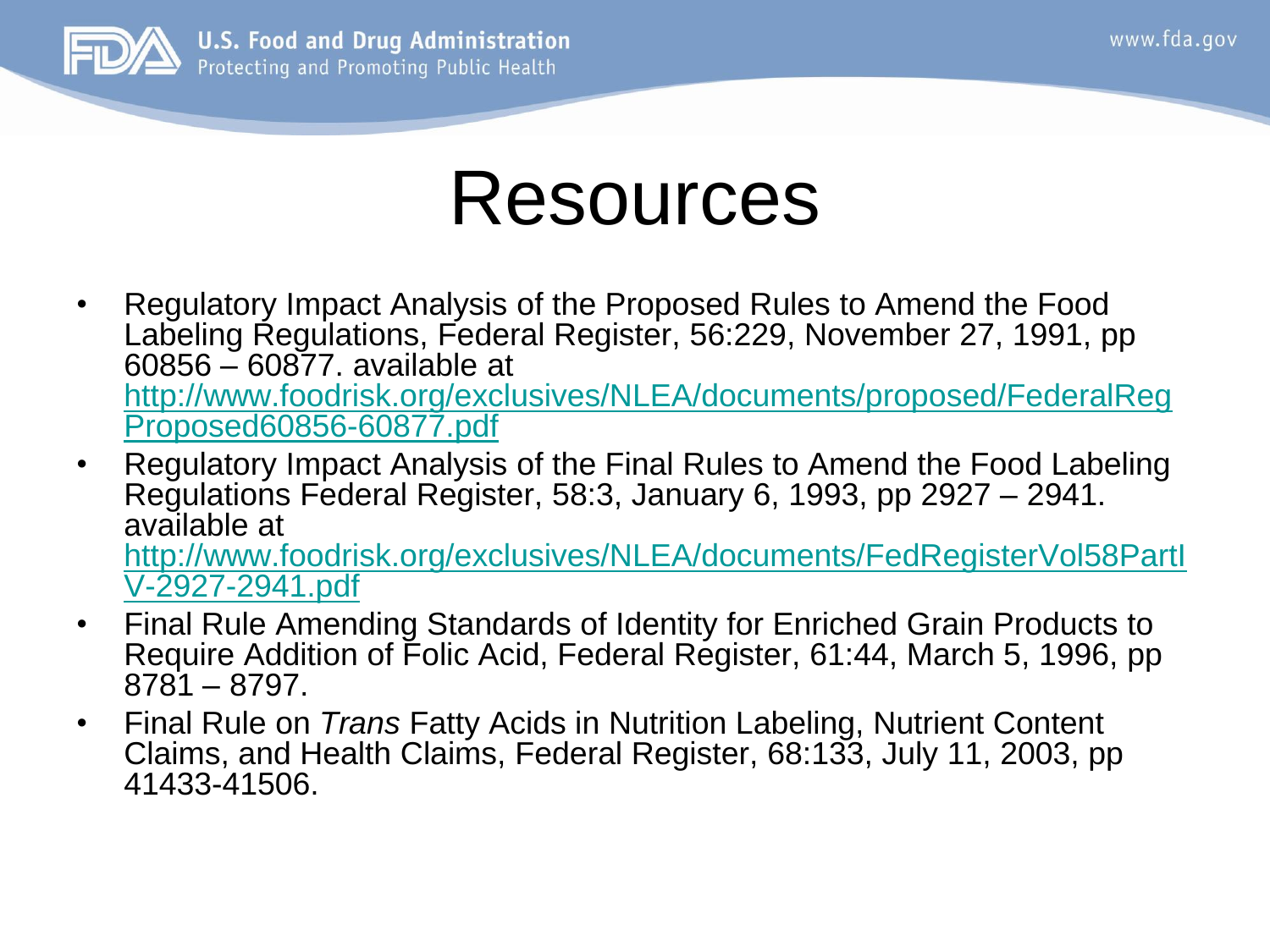# Resources

- Regulatory Impact Analysis of the Proposed Rules to Amend the Food Labeling Regulations, Federal Register, 56:229, November 27, 1991, pp 60856 – 60877. available at http://www.foodrisk.org/exclusives/NLEA/documents/proposed/FederalRegProposed60856-60877.pdf
- Regulatory Impact Analysis of the Final Rules to Amend the Food Labeling Regulations Federal Register, 58:3, January 6, 1993, pp 2927 – 2941. available at http://www.foodrisk.org/exclusives/NLEA/documents/FedRegisterVol58PartIV-2927-2941.pdf
- Final Rule Amending Standards of Identity for Enriched Grain Products to Require Addition of Folic Acid, Federal Register, 61:44, March 5, 1996, pp 8781 – 8797.
- Final Rule on *Trans* Fatty Acids in Nutrition Labeling, Nutrient Content Claims, and Health Claims, Federal Register, 68:133, July 11, 2003, pp 41433-41506.